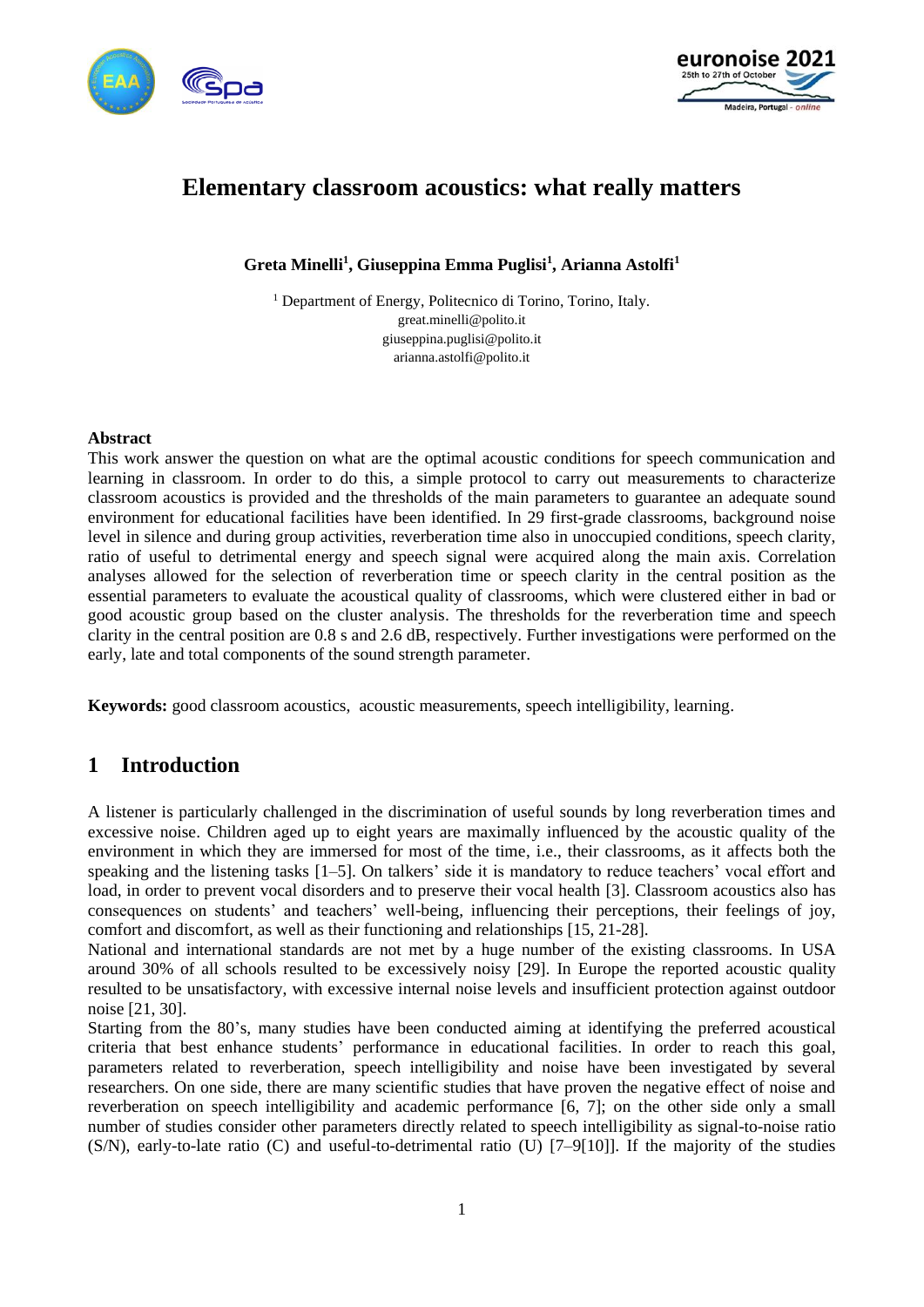# Elementary classroom acoustics: what really matters

**Greta Minelli[1], Giuseppina Emma Puglisi[1], Arianna Astolfi[1]**

[1] Department of Energy, Politecnico di Torino, Torino, Italy.
great.minelli@polito.it
giuseppina.puglisi@polito.it
arianna.astolfi@polito.it

**Abstract**

This work answer the question on what are the optimal acoustic conditions for speech communication and learning in classroom. In order to do this, a simple protocol to carry out measurements to characterize classroom acoustics is provided and the thresholds of the main parameters to guarantee an adequate sound environment for educational facilities have been identified. In 29 first-grade classrooms, background noise level in silence and during group activities, reverberation time also in unoccupied conditions, speech clarity, ratio of useful to detrimental energy and speech signal were acquired along the main axis. Correlation analyses allowed for the selection of reverberation time or speech clarity in the central position as the essential parameters to evaluate the acoustical quality of classrooms, which were clustered either in bad or good acoustic group based on the cluster analysis. The thresholds for the reverberation time and speech clarity in the central position are 0.8 s and 2.6 dB, respectively. Further investigations were performed on the early, late and total components of the sound strength parameter.

**Keywords:** good classroom acoustics, acoustic measurements, speech intelligibility, learning.

## 1 Introduction

A listener is particularly challenged in the discrimination of useful sounds by long reverberation times and excessive noise. Children aged up to eight years are maximally influenced by the acoustic quality of the environment in which they are immersed for most of the time, i.e., their classrooms, as it affects both the speaking and the listening tasks [1–5]. On talkers' side it is mandatory to reduce teachers' vocal effort and load, in order to prevent vocal disorders and to preserve their vocal health [3]. Classroom acoustics also has consequences on students' and teachers' well-being, influencing their perceptions, their feelings of joy, comfort and discomfort, as well as their functioning and relationships [15, 21-28].

National and international standards are not met by a huge number of the existing classrooms. In USA around 30% of all schools resulted to be excessively noisy [29]. In Europe the reported acoustic quality resulted to be unsatisfactory, with excessive internal noise levels and insufficient protection against outdoor noise [21, 30].

Starting from the 80's, many studies have been conducted aiming at identifying the preferred acoustical criteria that best enhance students' performance in educational facilities. In order to reach this goal, parameters related to reverberation, speech intelligibility and noise have been investigated by several researchers. On one side, there are many scientific studies that have proven the negative effect of noise and reverberation on speech intelligibility and academic performance [6, 7]; on the other side only a small number of studies consider other parameters directly related to speech intelligibility as signal-to-noise ratio (S/N), early-to-late ratio (C) and useful-to-detrimental ratio (U) [7–9[10]]. If the majority of the studies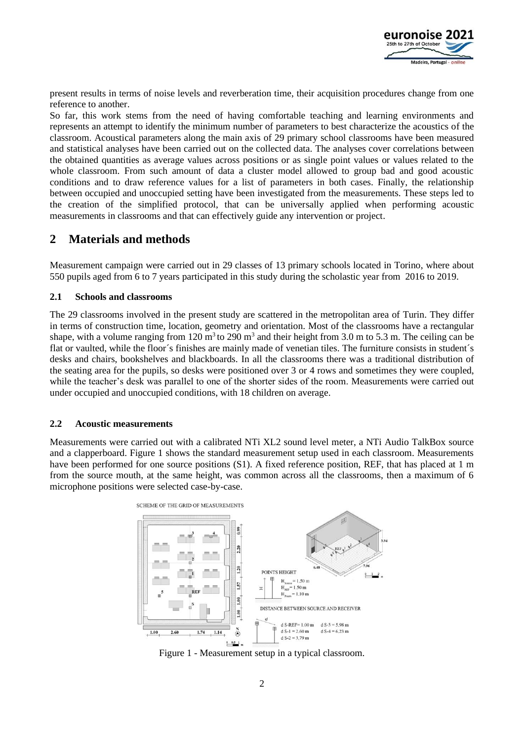present results in terms of noise levels and reverberation time, their acquisition procedures change from one reference to another.

So far, this work stems from the need of having comfortable teaching and learning environments and represents an attempt to identify the minimum number of parameters to best characterize the acoustics of the classroom. Acoustical parameters along the main axis of 29 primary school classrooms have been measured and statistical analyses have been carried out on the collected data. The analyses cover correlations between the obtained quantities as average values across positions or as single point values or values related to the whole classroom. From such amount of data a cluster model allowed to group bad and good acoustic conditions and to draw reference values for a list of parameters in both cases. Finally, the relationship between occupied and unoccupied setting have been investigated from the measurements. These steps led to the creation of the simplified protocol, that can be universally applied when performing acoustic measurements in classrooms and that can effectively guide any intervention or project.

## 2 Materials and methods

Measurement campaign were carried out in 29 classes of 13 primary schools located in Torino, where about 550 pupils aged from 6 to 7 years participated in this study during the scholastic year from 2016 to 2019.

### 2.1 Schools and classrooms

The 29 classrooms involved in the present study are scattered in the metropolitan area of Turin. They differ in terms of construction time, location, geometry and orientation. Most of the classrooms have a rectangular shape, with a volume ranging from 120 m$^3$ to 290 m$^3$ and their height from 3.0 m to 5.3 m. The ceiling can be flat or vaulted, while the floor´s finishes are mainly made of venetian tiles. The furniture consists in student´s desks and chairs, bookshelves and blackboards. In all the classrooms there was a traditional distribution of the seating area for the pupils, so desks were positioned over 3 or 4 rows and sometimes they were coupled, while the teacher's desk was parallel to one of the shorter sides of the room. Measurements were carried out under occupied and unoccupied conditions, with 18 children on average.

### 2.2 Acoustic measurements

Measurements were carried out with a calibrated NTi XL2 sound level meter, a NTi Audio TalkBox source and a clapperboard. Figure 1 shows the standard measurement setup used in each classroom. Measurements have been performed for one source positions (S1). A fixed reference position, REF, that has placed at 1 m from the source mouth, at the same height, was common across all the classrooms, then a maximum of 6 microphone positions were selected case-by-case.

Figure 1 - Measurement setup in a typical classroom.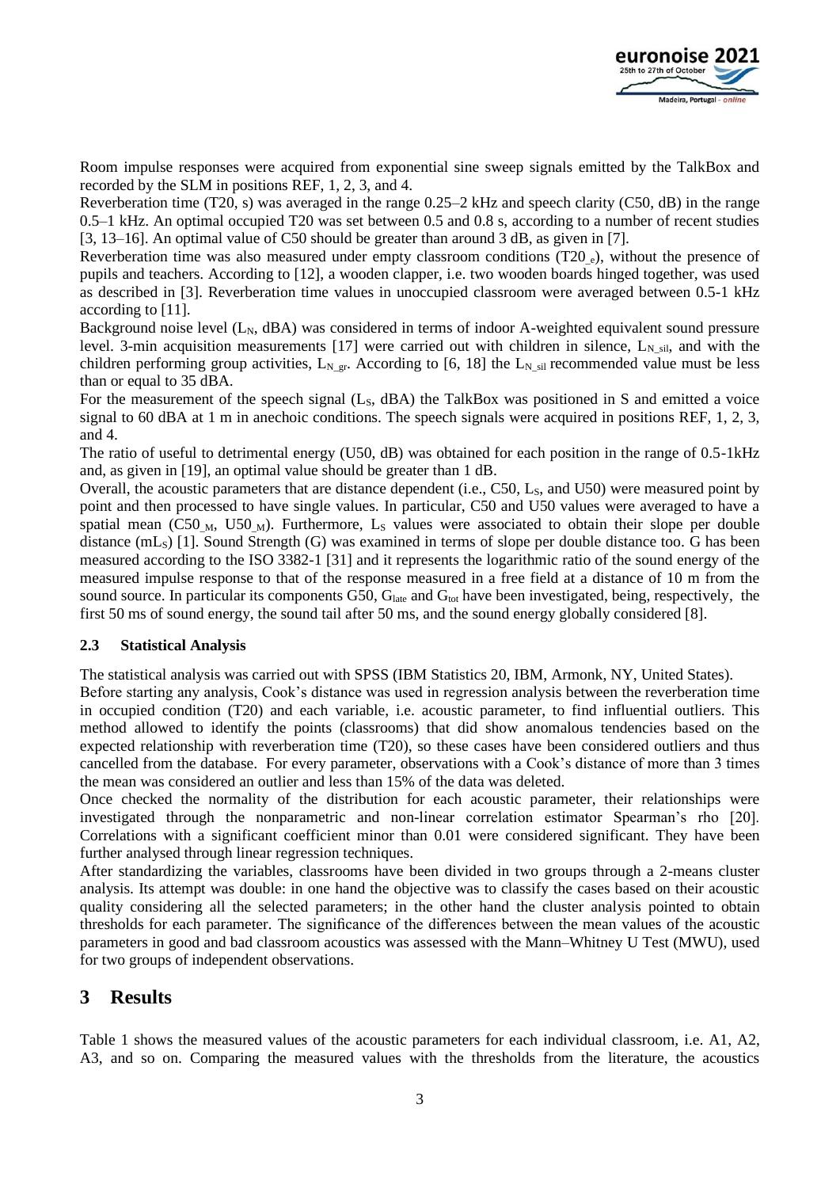Room impulse responses were acquired from exponential sine sweep signals emitted by the TalkBox and recorded by the SLM in positions REF, 1, 2, 3, and 4.

Reverberation time (T20, s) was averaged in the range 0.25–2 kHz and speech clarity (C50, dB) in the range 0.5–1 kHz. An optimal occupied T20 was set between 0.5 and 0.8 s, according to a number of recent studies [3, 13–16]. An optimal value of C50 should be greater than around 3 dB, as given in [7].

Reverberation time was also measured under empty classroom conditions ($T20_{\_e}$), without the presence of pupils and teachers. According to [12], a wooden clapper, i.e. two wooden boards hinged together, was used as described in [3]. Reverberation time values in unoccupied classroom were averaged between 0.5-1 kHz according to [11].

Background noise level ($L_N$, dBA) was considered in terms of indoor A-weighted equivalent sound pressure level. 3-min acquisition measurements [17] were carried out with children in silence, $L_{N\_sil}$, and with the children performing group activities, $L_{N\_gr}$. According to [6, 18] the $L_{N\_sil}$ recommended value must be less than or equal to 35 dBA.

For the measurement of the speech signal ($L_S$, dBA) the TalkBox was positioned in S and emitted a voice signal to 60 dBA at 1 m in anechoic conditions. The speech signals were acquired in positions REF, 1, 2, 3, and 4.

The ratio of useful to detrimental energy (U50, dB) was obtained for each position in the range of 0.5-1kHz and, as given in [19], an optimal value should be greater than 1 dB.

Overall, the acoustic parameters that are distance dependent (i.e., C50, $L_S$, and U50) were measured point by point and then processed to have single values. In particular, C50 and U50 values were averaged to have a spatial mean ($C50_{\_M}$, $U50_{\_M}$). Furthermore, $L_S$ values were associated to obtain their slope per double distance ($mL_S$) [1]. Sound Strength (G) was examined in terms of slope per double distance too. G has been measured according to the ISO 3382-1 [31] and it represents the logarithmic ratio of the sound energy of the measured impulse response to that of the response measured in a free field at a distance of 10 m from the sound source. In particular its components G50, $G_{late}$ and $G_{tot}$ have been investigated, being, respectively, the first 50 ms of sound energy, the sound tail after 50 ms, and the sound energy globally considered [8].

### 2.3 Statistical Analysis

The statistical analysis was carried out with SPSS (IBM Statistics 20, IBM, Armonk, NY, United States).

Before starting any analysis, Cook's distance was used in regression analysis between the reverberation time in occupied condition (T20) and each variable, i.e. acoustic parameter, to find influential outliers. This method allowed to identify the points (classrooms) that did show anomalous tendencies based on the expected relationship with reverberation time (T20), so these cases have been considered outliers and thus cancelled from the database. For every parameter, observations with a Cook's distance of more than 3 times the mean was considered an outlier and less than 15% of the data was deleted.

Once checked the normality of the distribution for each acoustic parameter, their relationships were investigated through the nonparametric and non-linear correlation estimator Spearman's rho [20]. Correlations with a significant coefficient minor than 0.01 were considered significant. They have been further analysed through linear regression techniques.

After standardizing the variables, classrooms have been divided in two groups through a 2-means cluster analysis. Its attempt was double: in one hand the objective was to classify the cases based on their acoustic quality considering all the selected parameters; in the other hand the cluster analysis pointed to obtain thresholds for each parameter. The significance of the differences between the mean values of the acoustic parameters in good and bad classroom acoustics was assessed with the Mann–Whitney U Test (MWU), used for two groups of independent observations.

## 3 Results

Table 1 shows the measured values of the acoustic parameters for each individual classroom, i.e. A1, A2, A3, and so on. Comparing the measured values with the thresholds from the literature, the acoustics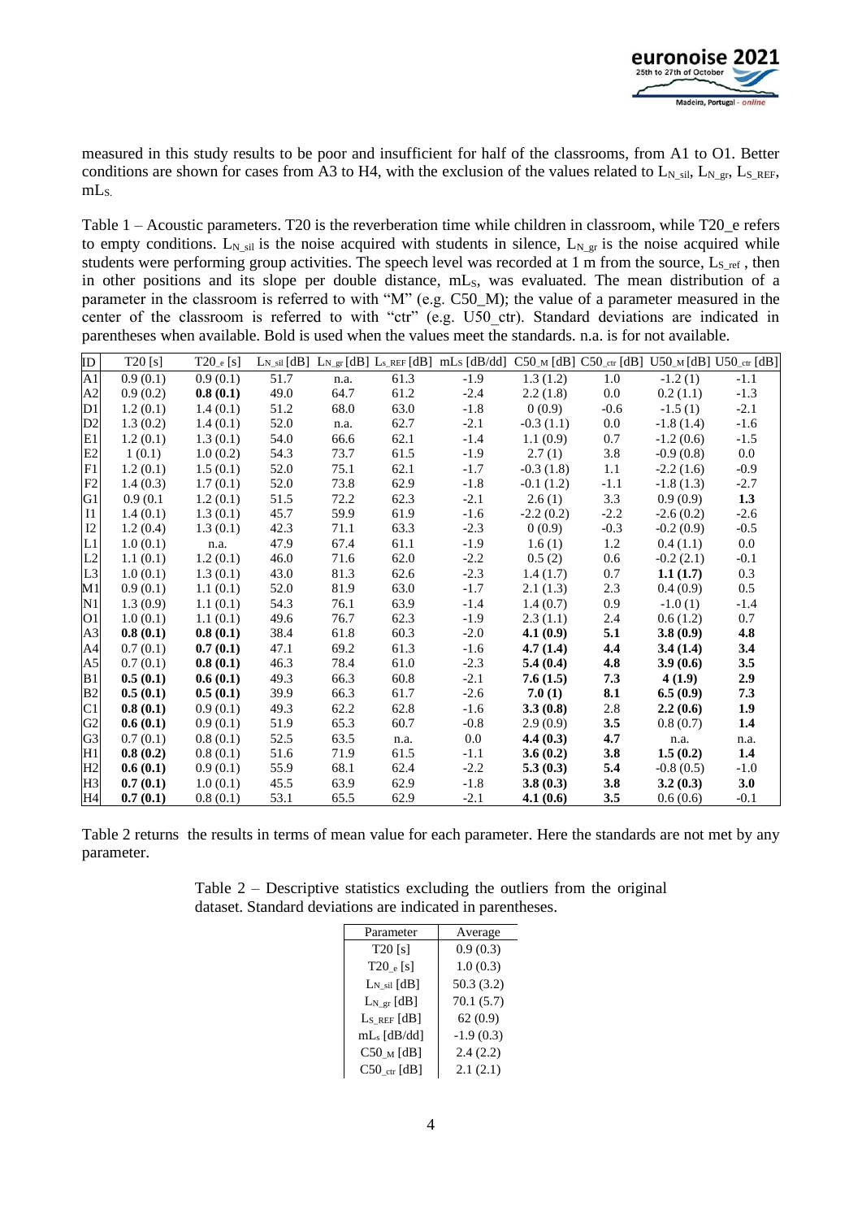measured in this study results to be poor and insufficient for half of the classrooms, from A1 to O1. Better conditions are shown for cases from A3 to H4, with the exclusion of the values related to $L_{N\_sil}$, $L_{N\_gr}$, $L_{S\_REF}$, $mL_S$.

Table 1 – Acoustic parameters. T20 is the reverberation time while children in classroom, while T20_e refers to empty conditions. $L_{N\_sil}$ is the noise acquired with students in silence, $L_{N\_gr}$ is the noise acquired while students were performing group activities. The speech level was recorded at 1 m from the source, $L_{S\_ref}$, then in other positions and its slope per double distance, $mL_S$, was evaluated. The mean distribution of a parameter in the classroom is referred to with "M" (e.g. C50_M); the value of a parameter measured in the center of the classroom is referred to with "ctr" (e.g. U50_ctr). Standard deviations are indicated in parentheses when available. Bold is used when the values meet the standards. n.a. is for not available.

| ID | T20 [s] | $T20_{\_e}$ [s] | $L_{N\_sil}$ [dB] | $L_{N\_gr}$ [dB] | $L_{S\_REF}$ [dB] | $mL_S$ [dB/dd] | $C50_{\_M}$ [dB] | $C50_{\_ctr}$ [dB] | $U50_{\_M}$ [dB] | $U50_{\_ctr}$ [dB] |
|---|---|---|---|---|---|---|---|---|---|---|
| A1 | 0.9 (0.1) | 0.9 (0.1) | 51.7 | n.a. | 61.3 | -1.9 | 1.3 (1.2) | 1.0 | -1.2 (1) | -1.1 |
| A2 | 0.9 (0.2) | **0.8 (0.1)** | 49.0 | 64.7 | 61.2 | -2.4 | 2.2 (1.8) | 0.0 | 0.2 (1.1) | -1.3 |
| D1 | 1.2 (0.1) | 1.4 (0.1) | 51.2 | 68.0 | 63.0 | -1.8 | 0 (0.9) | -0.6 | -1.5 (1) | -2.1 |
| D2 | 1.3 (0.2) | 1.4 (0.1) | 52.0 | n.a. | 62.7 | -2.1 | -0.3 (1.1) | 0.0 | -1.8 (1.4) | -1.6 |
| E1 | 1.2 (0.1) | 1.3 (0.1) | 54.0 | 66.6 | 62.1 | -1.4 | 1.1 (0.9) | 0.7 | -1.2 (0.6) | -1.5 |
| E2 | 1 (0.1) | 1.0 (0.2) | 54.3 | 73.7 | 61.5 | -1.9 | 2.7 (1) | 3.8 | -0.9 (0.8) | 0.0 |
| F1 | 1.2 (0.1) | 1.5 (0.1) | 52.0 | 75.1 | 62.1 | -1.7 | -0.3 (1.8) | 1.1 | -2.2 (1.6) | -0.9 |
| F2 | 1.4 (0.3) | 1.7 (0.1) | 52.0 | 73.8 | 62.9 | -1.8 | -0.1 (1.2) | -1.1 | -1.8 (1.3) | -2.7 |
| G1 | 0.9 (0.1 | 1.2 (0.1) | 51.5 | 72.2 | 62.3 | -2.1 | 2.6 (1) | 3.3 | 0.9 (0.9) | **1.3** |
| I1 | 1.4 (0.1) | 1.3 (0.1) | 45.7 | 59.9 | 61.9 | -1.6 | -2.2 (0.2) | -2.2 | -2.6 (0.2) | -2.6 |
| I2 | 1.2 (0.4) | 1.3 (0.1) | 42.3 | 71.1 | 63.3 | -2.3 | 0 (0.9) | -0.3 | -0.2 (0.9) | -0.5 |
| L1 | 1.0 (0.1) | n.a. | 47.9 | 67.4 | 61.1 | -1.9 | 1.6 (1) | 1.2 | 0.4 (1.1) | 0.0 |
| L2 | 1.1 (0.1) | 1.2 (0.1) | 46.0 | 71.6 | 62.0 | -2.2 | 0.5 (2) | 0.6 | -0.2 (2.1) | -0.1 |
| L3 | 1.0 (0.1) | 1.3 (0.1) | 43.0 | 81.3 | 62.6 | -2.3 | 1.4 (1.7) | 0.7 | **1.1 (1.7)** | 0.3 |
| M1 | 0.9 (0.1) | 1.1 (0.1) | 52.0 | 81.9 | 63.0 | -1.7 | 2.1 (1.3) | 2.3 | 0.4 (0.9) | 0.5 |
| N1 | 1.3 (0.9) | 1.1 (0.1) | 54.3 | 76.1 | 63.9 | -1.4 | 1.4 (0.7) | 0.9 | -1.0 (1) | -1.4 |
| O1 | 1.0 (0.1) | 1.1 (0.1) | 49.6 | 76.7 | 62.3 | -1.9 | 2.3 (1.1) | 2.4 | 0.6 (1.2) | 0.7 |
| A3 | **0.8 (0.1)** | **0.8 (0.1)** | 38.4 | 61.8 | 60.3 | -2.0 | **4.1 (0.9)** | **5.1** | **3.8 (0.9)** | **4.8** |
| A4 | 0.7 (0.1) | **0.7 (0.1)** | 47.1 | 69.2 | 61.3 | -1.6 | **4.7 (1.4)** | **4.4** | **3.4 (1.4)** | **3.4** |
| A5 | 0.7 (0.1) | **0.8 (0.1)** | 46.3 | 78.4 | 61.0 | -2.3 | **5.4 (0.4)** | **4.8** | **3.9 (0.6)** | **3.5** |
| B1 | **0.5 (0.1)** | **0.6 (0.1)** | 49.3 | 66.3 | 60.8 | -2.1 | **7.6 (1.5)** | **7.3** | **4 (1.9)** | **2.9** |
| B2 | **0.5 (0.1)** | **0.5 (0.1)** | 39.9 | 66.3 | 61.7 | -2.6 | **7.0 (1)** | **8.1** | **6.5 (0.9)** | **7.3** |
| C1 | **0.8 (0.1)** | 0.9 (0.1) | 49.3 | 62.2 | 62.8 | -1.6 | **3.3 (0.8)** | 2.8 | **2.2 (0.6)** | **1.9** |
| G2 | **0.6 (0.1)** | 0.9 (0.1) | 51.9 | 65.3 | 60.7 | -0.8 | 2.9 (0.9) | **3.5** | 0.8 (0.7) | **1.4** |
| G3 | 0.7 (0.1) | 0.8 (0.1) | 52.5 | 63.5 | n.a. | 0.0 | **4.4 (0.3)** | **4.7** | n.a. | n.a. |
| H1 | **0.8 (0.2)** | 0.8 (0.1) | 51.6 | 71.9 | 61.5 | -1.1 | **3.6 (0.2)** | **3.8** | **1.5 (0.2)** | **1.4** |
| H2 | **0.6 (0.1)** | 0.9 (0.1) | 55.9 | 68.1 | 62.4 | -2.2 | **5.3 (0.3)** | **5.4** | -0.8 (0.5) | -1.0 |
| H3 | **0.7 (0.1)** | 1.0 (0.1) | 45.5 | 63.9 | 62.9 | -1.8 | **3.8 (0.3)** | **3.8** | **3.2 (0.3)** | **3.0** |
| H4 | **0.7 (0.1)** | 0.8 (0.1) | 53.1 | 65.5 | 62.9 | -2.1 | **4.1 (0.6)** | **3.5** | 0.6 (0.6) | -0.1 |

Table 2 returns the results in terms of mean value for each parameter. Here the standards are not met by any parameter.

Table 2 – Descriptive statistics excluding the outliers from the original dataset. Standard deviations are indicated in parentheses.

| Parameter | Average |
|---|---|
| T20 [s] | 0.9 (0.3) |
| $T20_{\_e}$ [s] | 1.0 (0.3) |
| $L_{N\_sil}$ [dB] | 50.3 (3.2) |
| $L_{N\_gr}$ [dB] | 70.1 (5.7) |
| $L_{S\_REF}$ [dB] | 62 (0.9) |
| $mL_S$ [dB/dd] | -1.9 (0.3) |
| $C50_{\_M}$ [dB] | 2.4 (2.2) |
| $C50_{\_ctr}$ [dB] | 2.1 (2.1) |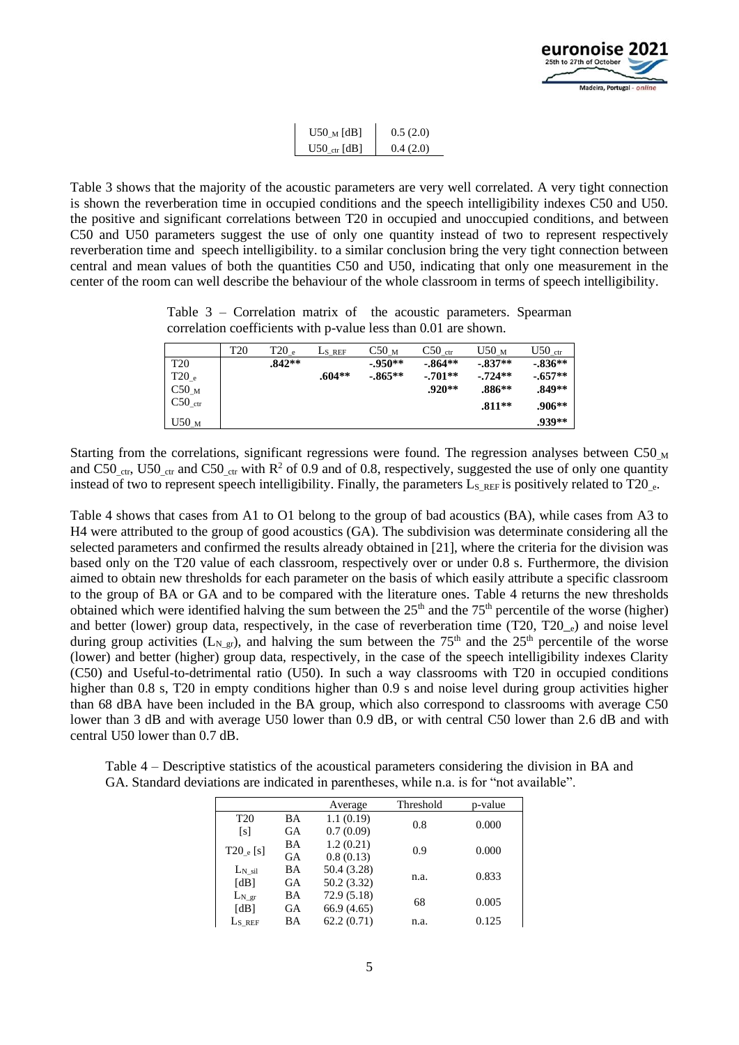| | |
|---|---|
| $U50_{M}$ [dB] | 0.5 (2.0) |
| $U50_{ctr}$ [dB] | 0.4 (2.0) |

Table 3 shows that the majority of the acoustic parameters are very well correlated. A very tight connection is shown the reverberation time in occupied conditions and the speech intelligibility indexes C50 and U50. the positive and significant correlations between T20 in occupied and unoccupied conditions, and between C50 and U50 parameters suggest the use of only one quantity instead of two to represent respectively reverberation time and speech intelligibility. to a similar conclusion bring the very tight connection between central and mean values of both the quantities C50 and U50, indicating that only one measurement in the center of the room can well describe the behaviour of the whole classroom in terms of speech intelligibility.

Table 3 – Correlation matrix of the acoustic parameters. Spearman correlation coefficients with p-value less than 0.01 are shown.

| | T20 | $T20_{e}$ | $L_{S\_REF}$ | $C50_{M}$ | $C50_{ctr}$ | $U50_{M}$ | $U50_{ctr}$ |
|---|---|---|---|---|---|---|---|
| T20 | | **.842**\*\* | | **-.950**\*\* | **-.864**\*\* | **-.837**\*\* | **-.836**\*\* |
| $T20_{e}$ | | | **.604**\*\* | **-.865**\*\* | **-.701**\*\* | **-.724**\*\* | **-.657**\*\* |
| $C50_{M}$ | | | | | **.920**\*\* | **.886**\*\* | **.849**\*\* |
| $C50_{ctr}$ | | | | | | **.811**\*\* | **.906**\*\* |
| $U50_{M}$ | | | | | | | **.939**\*\* |

Starting from the correlations, significant regressions were found. The regression analyses between $C50_{M}$ and $C50_{ctr}$, $U50_{ctr}$ and $C50_{ctr}$ with $R^2$ of 0.9 and of 0.8, respectively, suggested the use of only one quantity instead of two to represent speech intelligibility. Finally, the parameters $L_{S\_REF}$ is positively related to $T20_{e}$.

Table 4 shows that cases from A1 to O1 belong to the group of bad acoustics (BA), while cases from A3 to H4 were attributed to the group of good acoustics (GA). The subdivision was determinate considering all the selected parameters and confirmed the results already obtained in [21], where the criteria for the division was based only on the T20 value of each classroom, respectively over or under 0.8 s. Furthermore, the division aimed to obtain new thresholds for each parameter on the basis of which easily attribute a specific classroom to the group of BA or GA and to be compared with the literature ones. Table 4 returns the new thresholds obtained which were identified halving the sum between the 25th and the 75th percentile of the worse (higher) and better (lower) group data, respectively, in the case of reverberation time (T20, $T20_{e}$) and noise level during group activities ($L_{N\_gr}$), and halving the sum between the 75th and the 25th percentile of the worse (lower) and better (higher) group data, respectively, in the case of the speech intelligibility indexes Clarity (C50) and Useful-to-detrimental ratio (U50). In such a way classrooms with T20 in occupied conditions higher than 0.8 s, T20 in empty conditions higher than 0.9 s and noise level during group activities higher than 68 dBA have been included in the BA group, which also correspond to classrooms with average C50 lower than 3 dB and with average U50 lower than 0.9 dB, or with central C50 lower than 2.6 dB and with central U50 lower than 0.7 dB.

Table 4 – Descriptive statistics of the acoustical parameters considering the division in BA and GA. Standard deviations are indicated in parentheses, while n.a. is for "not available".

| | | Average | Threshold | p-value |
|---|---|---|---|---|
| T20 [s] | BA | 1.1 (0.19) | 0.8 | 0.000 |
| | GA | 0.7 (0.09) | | |
| $T20_{e}$ [s] | BA | 1.2 (0.21) | 0.9 | 0.000 |
| | GA | 0.8 (0.13) | | |
| $L_{N\_sil}$ [dB] | BA | 50.4 (3.28) | n.a. | 0.833 |
| | GA | 50.2 (3.32) | | |
| $L_{N\_gr}$ [dB] | BA | 72.9 (5.18) | 68 | 0.005 |
| | GA | 66.9 (4.65) | | |
| $L_{S\_REF}$ | BA | 62.2 (0.71) | n.a. | 0.125 |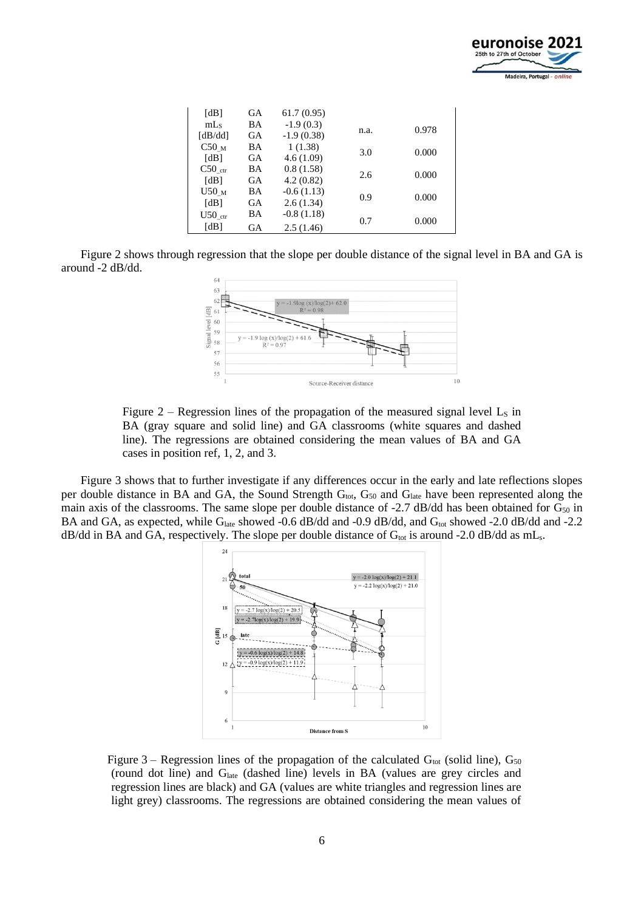| [dB] | GA | 61.7 (0.95) | | |
|---|---|---|---|---|
| $mL_S$ | BA | -1.9 (0.3) | n.a. | 0.978 |
| [dB/dd] | GA | -1.9 (0.38) | | |
| $C50_{\_M}$ | BA | 1 (1.38) | 3.0 | 0.000 |
| [dB] | GA | 4.6 (1.09) | | |
| $C50_{\_ctr}$ | BA | 0.8 (1.58) | 2.6 | 0.000 |
| [dB] | GA | 4.2 (0.82) | | |
| $U50_{\_M}$ | BA | -0.6 (1.13) | 0.9 | 0.000 |
| [dB] | GA | 2.6 (1.34) | | |
| $U50_{\_ctr}$ | BA | -0.8 (1.18) | 0.7 | 0.000 |
| [dB] | GA | 2.5 (1.46) | | |

Figure 2 shows through regression that the slope per double distance of the signal level in BA and GA is around -2 dB/dd.

Figure 2 – Regression lines of the propagation of the measured signal level $L_S$ in BA (gray square and solid line) and GA classrooms (white squares and dashed line). The regressions are obtained considering the mean values of BA and GA cases in position ref, 1, 2, and 3.

Figure 3 shows that to further investigate if any differences occur in the early and late reflections slopes per double distance in BA and GA, the Sound Strength $G_{tot}$, $G_{50}$ and $G_{late}$ have been represented along the main axis of the classrooms. The same slope per double distance of -2.7 dB/dd has been obtained for $G_{50}$ in BA and GA, as expected, while $G_{late}$ showed -0.6 dB/dd and -0.9 dB/dd, and $G_{tot}$ showed -2.0 dB/dd and -2.2 dB/dd in BA and GA, respectively. The slope per double distance of $G_{tot}$ is around -2.0 dB/dd as $mL_s$.

Figure 3 – Regression lines of the propagation of the calculated $G_{tot}$ (solid line), $G_{50}$ (round dot line) and $G_{late}$ (dashed line) levels in BA (values are grey circles and regression lines are black) and GA (values are white triangles and regression lines are light grey) classrooms. The regressions are obtained considering the mean values of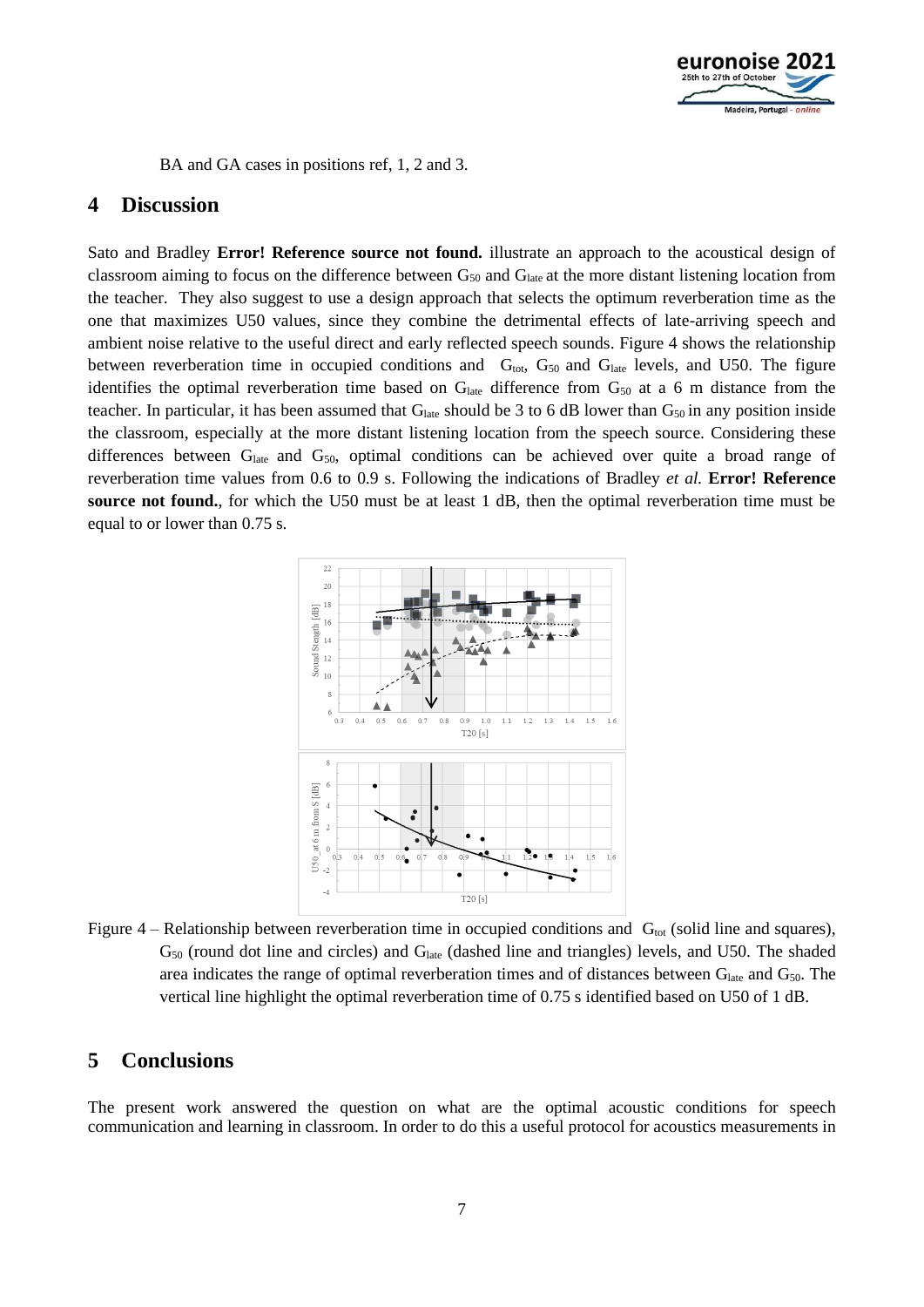BA and GA cases in positions ref, 1, 2 and 3.

## 4 Discussion

Sato and Bradley **Error! Reference source not found.** illustrate an approach to the acoustical design of classroom aiming to focus on the difference between $G_{50}$ and $G_{late}$ at the more distant listening location from the teacher. They also suggest to use a design approach that selects the optimum reverberation time as the one that maximizes U50 values, since they combine the detrimental effects of late-arriving speech and ambient noise relative to the useful direct and early reflected speech sounds. Figure 4 shows the relationship between reverberation time in occupied conditions and $G_{tot}$, $G_{50}$ and $G_{late}$ levels, and U50. The figure identifies the optimal reverberation time based on $G_{late}$ difference from $G_{50}$ at a 6 m distance from the teacher. In particular, it has been assumed that $G_{late}$ should be 3 to 6 dB lower than $G_{50}$ in any position inside the classroom, especially at the more distant listening location from the speech source. Considering these differences between $G_{late}$ and $G_{50}$, optimal conditions can be achieved over quite a broad range of reverberation time values from 0.6 to 0.9 s. Following the indications of Bradley *et al.* **Error! Reference source not found.**, for which the U50 must be at least 1 dB, then the optimal reverberation time must be equal to or lower than 0.75 s.

Figure 4 – Relationship between reverberation time in occupied conditions and $G_{tot}$ (solid line and squares), $G_{50}$ (round dot line and circles) and $G_{late}$ (dashed line and triangles) levels, and U50. The shaded area indicates the range of optimal reverberation times and of distances between $G_{late}$ and $G_{50}$. The vertical line highlight the optimal reverberation time of 0.75 s identified based on U50 of 1 dB.

## 5 Conclusions

The present work answered the question on what are the optimal acoustic conditions for speech communication and learning in classroom. In order to do this a useful protocol for acoustics measurements in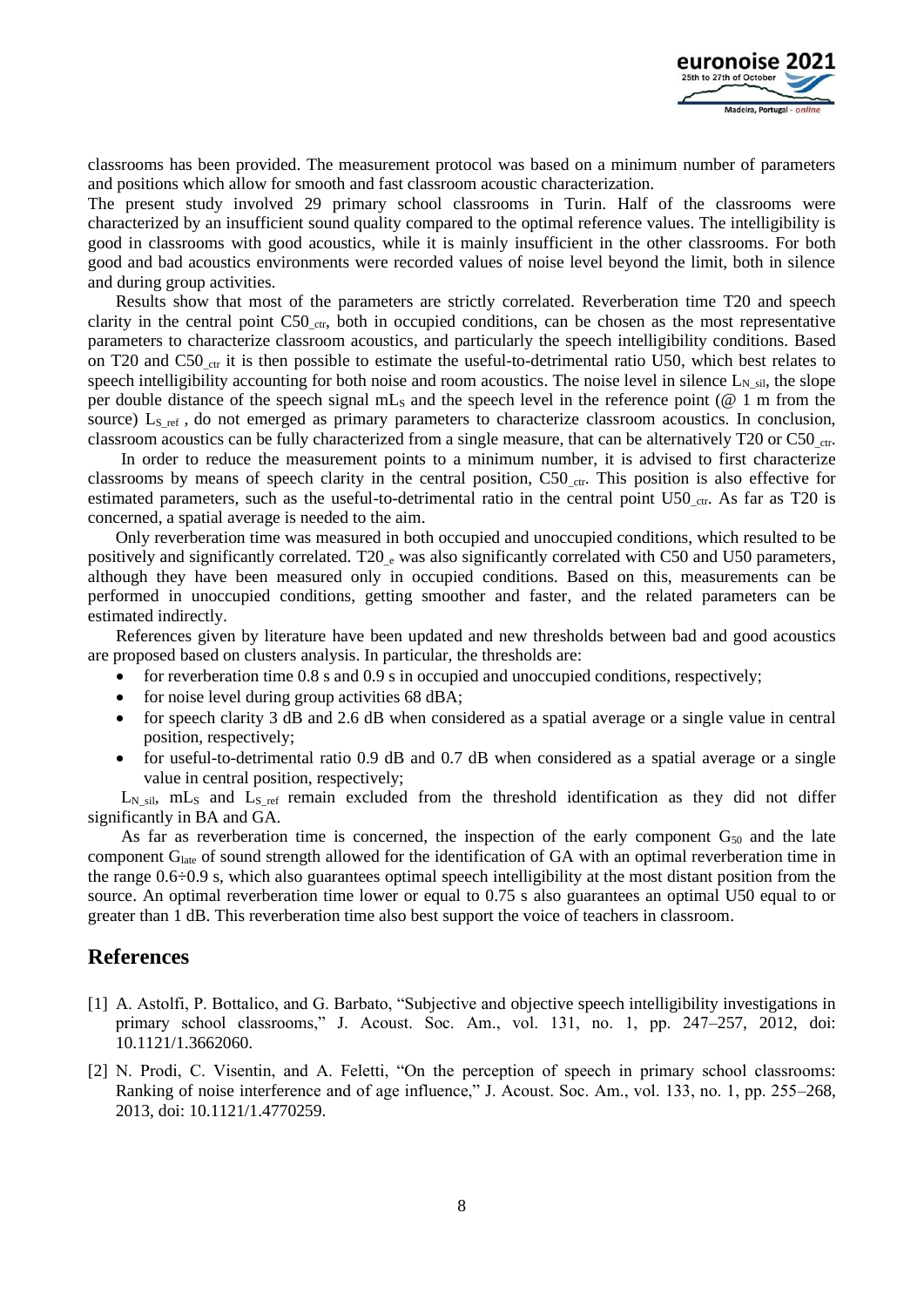classrooms has been provided. The measurement protocol was based on a minimum number of parameters and positions which allow for smooth and fast classroom acoustic characterization.
The present study involved 29 primary school classrooms in Turin. Half of the classrooms were characterized by an insufficient sound quality compared to the optimal reference values. The intelligibility is good in classrooms with good acoustics, while it is mainly insufficient in the other classrooms. For both good and bad acoustics environments were recorded values of noise level beyond the limit, both in silence and during group activities.

Results show that most of the parameters are strictly correlated. Reverberation time T20 and speech clarity in the central point $C50_{\_ctr}$, both in occupied conditions, can be chosen as the most representative parameters to characterize classroom acoustics, and particularly the speech intelligibility conditions. Based on T20 and $C50_{\_ctr}$ it is then possible to estimate the useful-to-detrimental ratio U50, which best relates to speech intelligibility accounting for both noise and room acoustics. The noise level in silence $L_{N\_sil}$, the slope per double distance of the speech signal $mL_S$ and the speech level in the reference point (@ 1 m from the source) $L_{S\_ref}$ , do not emerged as primary parameters to characterize classroom acoustics. In conclusion, classroom acoustics can be fully characterized from a single measure, that can be alternatively T20 or $C50_{\_ctr}$.

In order to reduce the measurement points to a minimum number, it is advised to first characterize classrooms by means of speech clarity in the central position, $C50_{\_ctr}$. This position is also effective for estimated parameters, such as the useful-to-detrimental ratio in the central point $U50_{\_ctr}$. As far as T20 is concerned, a spatial average is needed to the aim.

Only reverberation time was measured in both occupied and unoccupied conditions, which resulted to be positively and significantly correlated. $T20_{\_e}$ was also significantly correlated with C50 and U50 parameters, although they have been measured only in occupied conditions. Based on this, measurements can be performed in unoccupied conditions, getting smoother and faster, and the related parameters can be estimated indirectly.

References given by literature have been updated and new thresholds between bad and good acoustics are proposed based on clusters analysis. In particular, the thresholds are:

- for reverberation time 0.8 s and 0.9 s in occupied and unoccupied conditions, respectively;
- for noise level during group activities 68 dBA;
- for speech clarity 3 dB and 2.6 dB when considered as a spatial average or a single value in central position, respectively;
- for useful-to-detrimental ratio 0.9 dB and 0.7 dB when considered as a spatial average or a single value in central position, respectively;

$L_{N\_sil}$, $mL_S$ and $L_{S\_ref}$ remain excluded from the threshold identification as they did not differ significantly in BA and GA.

As far as reverberation time is concerned, the inspection of the early component $G_{50}$ and the late component $G_{late}$ of sound strength allowed for the identification of GA with an optimal reverberation time in the range 0.6÷0.9 s, which also guarantees optimal speech intelligibility at the most distant position from the source. An optimal reverberation time lower or equal to 0.75 s also guarantees an optimal U50 equal to or greater than 1 dB. This reverberation time also best support the voice of teachers in classroom.

## References

[1] A. Astolfi, P. Bottalico, and G. Barbato, "Subjective and objective speech intelligibility investigations in primary school classrooms," J. Acoust. Soc. Am., vol. 131, no. 1, pp. 247–257, 2012, doi: 10.1121/1.3662060.

[2] N. Prodi, C. Visentin, and A. Feletti, "On the perception of speech in primary school classrooms: Ranking of noise interference and of age influence," J. Acoust. Soc. Am., vol. 133, no. 1, pp. 255–268, 2013, doi: 10.1121/1.4770259.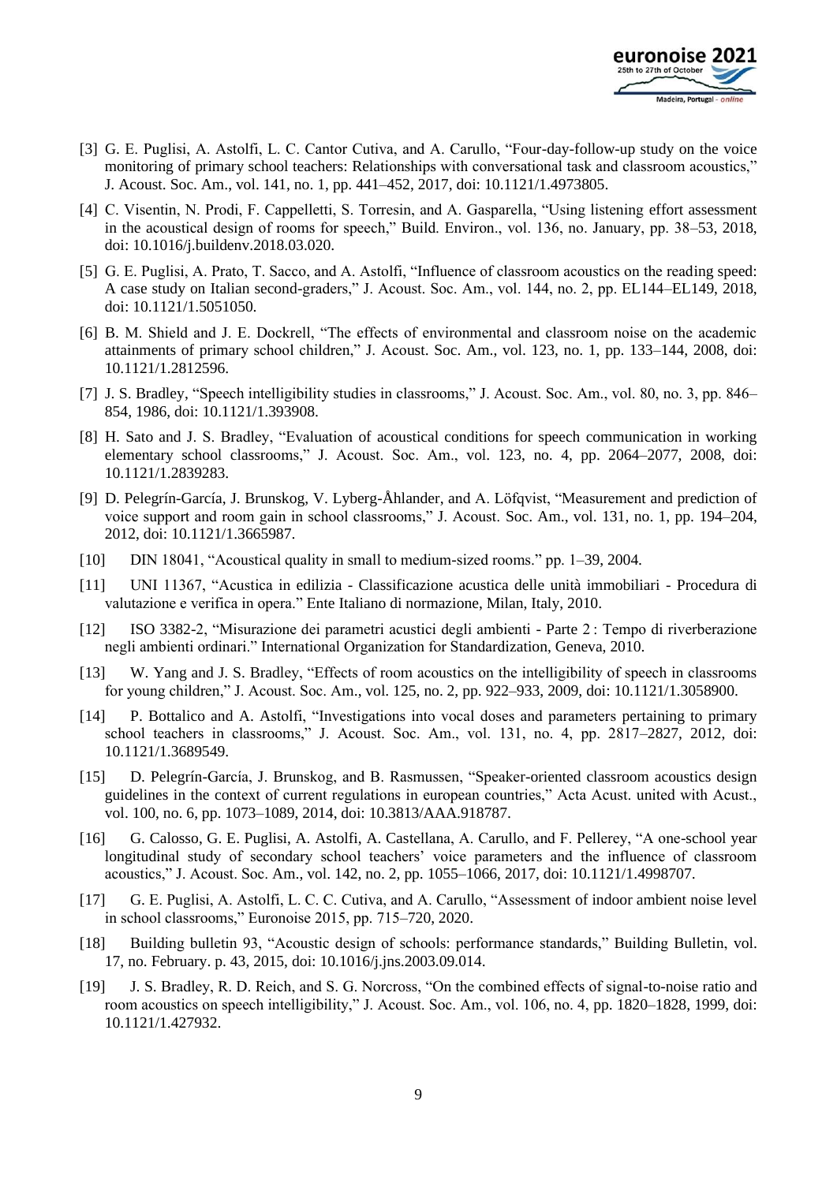[3] G. E. Puglisi, A. Astolfi, L. C. Cantor Cutiva, and A. Carullo, “Four-day-follow-up study on the voice monitoring of primary school teachers: Relationships with conversational task and classroom acoustics,” J. Acoust. Soc. Am., vol. 141, no. 1, pp. 441–452, 2017, doi: 10.1121/1.4973805.

[4] C. Visentin, N. Prodi, F. Cappelletti, S. Torresin, and A. Gasparella, “Using listening effort assessment in the acoustical design of rooms for speech,” Build. Environ., vol. 136, no. January, pp. 38–53, 2018, doi: 10.1016/j.buildenv.2018.03.020.

[5] G. E. Puglisi, A. Prato, T. Sacco, and A. Astolfi, “Influence of classroom acoustics on the reading speed: A case study on Italian second-graders,” J. Acoust. Soc. Am., vol. 144, no. 2, pp. EL144–EL149, 2018, doi: 10.1121/1.5051050.

[6] B. M. Shield and J. E. Dockrell, “The effects of environmental and classroom noise on the academic attainments of primary school children,” J. Acoust. Soc. Am., vol. 123, no. 1, pp. 133–144, 2008, doi: 10.1121/1.2812596.

[7] J. S. Bradley, “Speech intelligibility studies in classrooms,” J. Acoust. Soc. Am., vol. 80, no. 3, pp. 846–854, 1986, doi: 10.1121/1.393908.

[8] H. Sato and J. S. Bradley, “Evaluation of acoustical conditions for speech communication in working elementary school classrooms,” J. Acoust. Soc. Am., vol. 123, no. 4, pp. 2064–2077, 2008, doi: 10.1121/1.2839283.

[9] D. Pelegrín-García, J. Brunskog, V. Lyberg-Åhlander, and A. Löfqvist, “Measurement and prediction of voice support and room gain in school classrooms,” J. Acoust. Soc. Am., vol. 131, no. 1, pp. 194–204, 2012, doi: 10.1121/1.3665987.

[10] DIN 18041, “Acoustical quality in small to medium-sized rooms.” pp. 1–39, 2004.

[11] UNI 11367, “Acustica in edilizia - Classificazione acustica delle unità immobiliari - Procedura di valutazione e verifica in opera.” Ente Italiano di normazione, Milan, Italy, 2010.

[12] ISO 3382-2, “Misurazione dei parametri acustici degli ambienti - Parte 2 : Tempo di riverberazione negli ambienti ordinari.” International Organization for Standardization, Geneva, 2010.

[13] W. Yang and J. S. Bradley, “Effects of room acoustics on the intelligibility of speech in classrooms for young children,” J. Acoust. Soc. Am., vol. 125, no. 2, pp. 922–933, 2009, doi: 10.1121/1.3058900.

[14] P. Bottalico and A. Astolfi, “Investigations into vocal doses and parameters pertaining to primary school teachers in classrooms,” J. Acoust. Soc. Am., vol. 131, no. 4, pp. 2817–2827, 2012, doi: 10.1121/1.3689549.

[15] D. Pelegrín-García, J. Brunskog, and B. Rasmussen, “Speaker-oriented classroom acoustics design guidelines in the context of current regulations in european countries,” Acta Acust. united with Acust., vol. 100, no. 6, pp. 1073–1089, 2014, doi: 10.3813/AAA.918787.

[16] G. Calosso, G. E. Puglisi, A. Astolfi, A. Castellana, A. Carullo, and F. Pellerey, “A one-school year longitudinal study of secondary school teachers’ voice parameters and the influence of classroom acoustics,” J. Acoust. Soc. Am., vol. 142, no. 2, pp. 1055–1066, 2017, doi: 10.1121/1.4998707.

[17] G. E. Puglisi, A. Astolfi, L. C. C. Cutiva, and A. Carullo, “Assessment of indoor ambient noise level in school classrooms,” Euronoise 2015, pp. 715–720, 2020.

[18] Building bulletin 93, “Acoustic design of schools: performance standards,” Building Bulletin, vol. 17, no. February. p. 43, 2015, doi: 10.1016/j.jns.2003.09.014.

[19] J. S. Bradley, R. D. Reich, and S. G. Norcross, “On the combined effects of signal-to-noise ratio and room acoustics on speech intelligibility,” J. Acoust. Soc. Am., vol. 106, no. 4, pp. 1820–1828, 1999, doi: 10.1121/1.427932.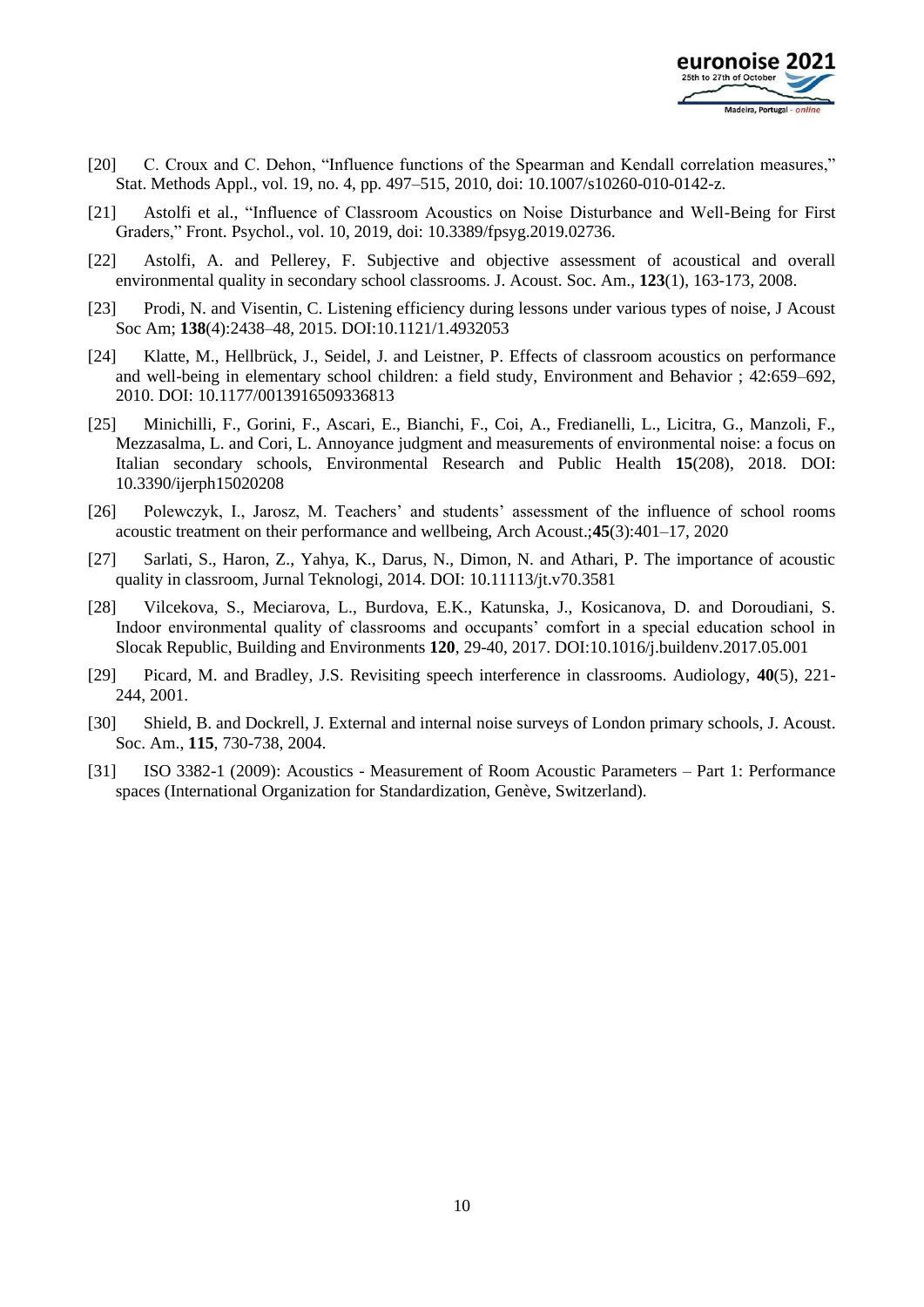[20] C. Croux and C. Dehon, "Influence functions of the Spearman and Kendall correlation measures," Stat. Methods Appl., vol. 19, no. 4, pp. 497–515, 2010, doi: 10.1007/s10260-010-0142-z.

[21] Astolfi et al., "Influence of Classroom Acoustics on Noise Disturbance and Well-Being for First Graders," Front. Psychol., vol. 10, 2019, doi: 10.3389/fpsyg.2019.02736.

[22] Astolfi, A. and Pellerey, F. Subjective and objective assessment of acoustical and overall environmental quality in secondary school classrooms. J. Acoust. Soc. Am., **123**(1), 163-173, 2008.

[23] Prodi, N. and Visentin, C. Listening efficiency during lessons under various types of noise, J Acoust Soc Am; **138**(4):2438–48, 2015. DOI:10.1121/1.4932053

[24] Klatte, M., Hellbrück, J., Seidel, J. and Leistner, P. Effects of classroom acoustics on performance and well-being in elementary school children: a field study, Environment and Behavior ; 42:659–692, 2010. DOI: 10.1177/0013916509336813

[25] Minichilli, F., Gorini, F., Ascari, E., Bianchi, F., Coi, A., Fredianelli, L., Licitra, G., Manzoli, F., Mezzasalma, L. and Cori, L. Annoyance judgment and measurements of environmental noise: a focus on Italian secondary schools, Environmental Research and Public Health **15**(208), 2018. DOI: 10.3390/ijerph15020208

[26] Polewczyk, I., Jarosz, M. Teachers' and students' assessment of the influence of school rooms acoustic treatment on their performance and wellbeing, Arch Acoust.;**45**(3):401–17, 2020

[27] Sarlati, S., Haron, Z., Yahya, K., Darus, N., Dimon, N. and Athari, P. The importance of acoustic quality in classroom, Jurnal Teknologi, 2014. DOI: 10.11113/jt.v70.3581

[28] Vilcekova, S., Meciarova, L., Burdova, E.K., Katunska, J., Kosicanova, D. and Doroudiani, S. Indoor environmental quality of classrooms and occupants' comfort in a special education school in Slocak Republic, Building and Environments **120**, 29-40, 2017. DOI:10.1016/j.buildenv.2017.05.001

[29] Picard, M. and Bradley, J.S. Revisiting speech interference in classrooms. Audiology, **40**(5), 221-244, 2001.

[30] Shield, B. and Dockrell, J. External and internal noise surveys of London primary schools, J. Acoust. Soc. Am., **115**, 730-738, 2004.

[31] ISO 3382-1 (2009): Acoustics - Measurement of Room Acoustic Parameters – Part 1: Performance spaces (International Organization for Standardization, Genève, Switzerland).